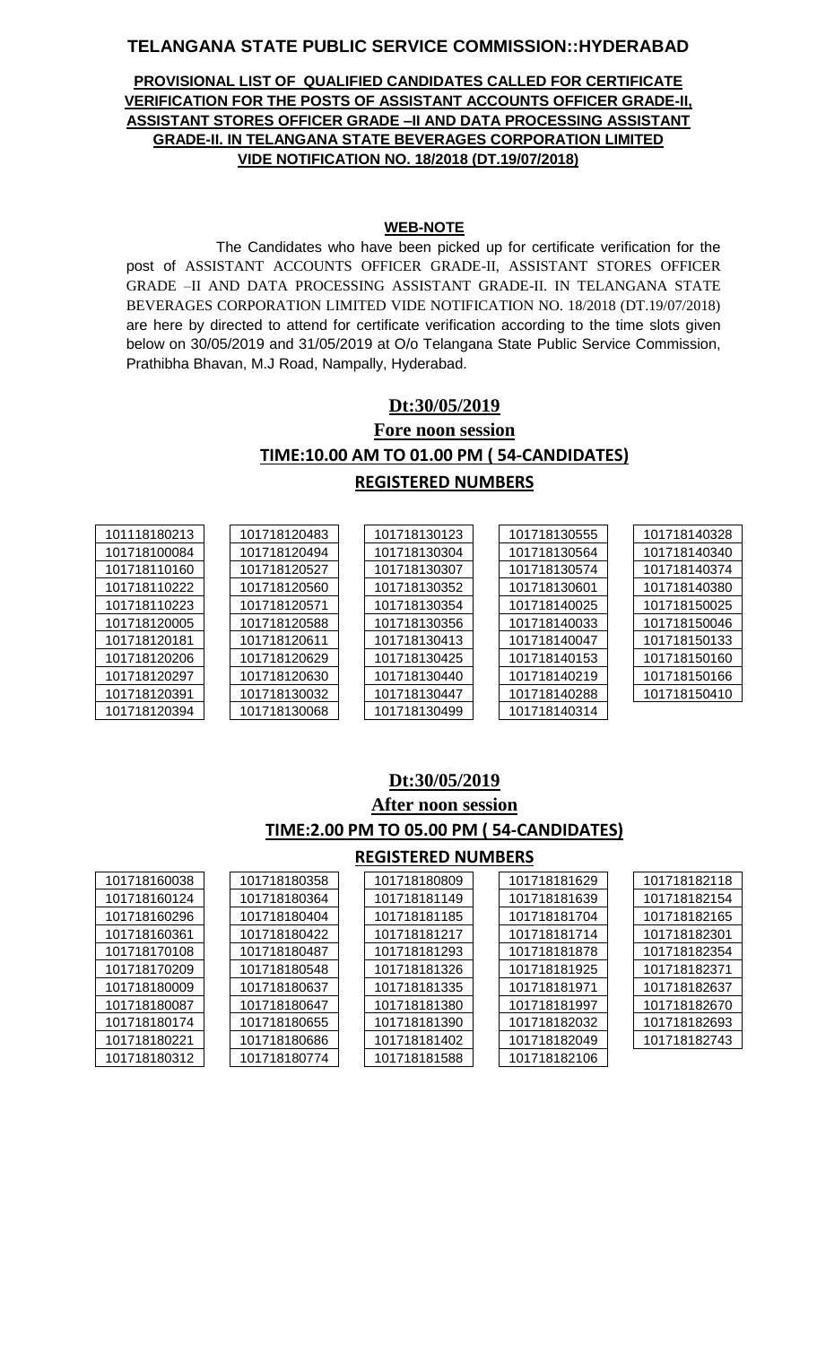# TELANGANA STATE PUBLIC SERVICE COMMISSION::HYDERABAD

**PROVISIONAL LIST OF QUALIFIED CANDIDATES CALLED FOR CERTIFICATE VERIFICATION FOR THE POSTS OF ASSISTANT ACCOUNTS OFFICER GRADE-II, ASSISTANT STORES OFFICER GRADE –II AND DATA PROCESSING ASSISTANT GRADE-II. IN TELANGANA STATE BEVERAGES CORPORATION LIMITED VIDE NOTIFICATION NO. 18/2018 (DT.19/07/2018)**

**WEB-NOTE**

The Candidates who have been picked up for certificate verification for the post of ASSISTANT ACCOUNTS OFFICER GRADE-II, ASSISTANT STORES OFFICER GRADE –II AND DATA PROCESSING ASSISTANT GRADE-II. IN TELANGANA STATE BEVERAGES CORPORATION LIMITED VIDE NOTIFICATION NO. 18/2018 (DT.19/07/2018) are here by directed to attend for certificate verification according to the time slots given below on 30/05/2019 and 31/05/2019 at O/o Telangana State Public Service Commission, Prathibha Bhavan, M.J Road, Nampally, Hyderabad.

**Dt:30/05/2019**

**Fore noon session**

**TIME:10.00 AM TO 01.00 PM ( 54-CANDIDATES)**

**REGISTERED NUMBERS**

| | | | | |
|---|---|---|---|---|
| 101118180213 | 101718120483 | 101718130123 | 101718130555 | 101718140328 |
| 101718100084 | 101718120494 | 101718130304 | 101718130564 | 101718140340 |
| 101718110160 | 101718120527 | 101718130307 | 101718130574 | 101718140374 |
| 101718110222 | 101718120560 | 101718130352 | 101718130601 | 101718140380 |
| 101718110223 | 101718120571 | 101718130354 | 101718140025 | 101718150025 |
| 101718120005 | 101718120588 | 101718130356 | 101718140033 | 101718150046 |
| 101718120181 | 101718120611 | 101718130413 | 101718140047 | 101718150133 |
| 101718120206 | 101718120629 | 101718130425 | 101718140153 | 101718150160 |
| 101718120297 | 101718120630 | 101718130440 | 101718140219 | 101718150166 |
| 101718120391 | 101718130032 | 101718130447 | 101718140288 | 101718150410 |
| 101718120394 | 101718130068 | 101718130499 | 101718140314 | |

**Dt:30/05/2019**

**After noon session**

**TIME:2.00 PM TO 05.00 PM ( 54-CANDIDATES)**

**REGISTERED NUMBERS**

| | | | | |
|---|---|---|---|---|
| 101718160038 | 101718180358 | 101718180809 | 101718181629 | 101718182118 |
| 101718160124 | 101718180364 | 101718181149 | 101718181639 | 101718182154 |
| 101718160296 | 101718180404 | 101718181185 | 101718181704 | 101718182165 |
| 101718160361 | 101718180422 | 101718181217 | 101718181714 | 101718182301 |
| 101718170108 | 101718180487 | 101718181293 | 101718181878 | 101718182354 |
| 101718170209 | 101718180548 | 101718181326 | 101718181925 | 101718182371 |
| 101718180009 | 101718180637 | 101718181335 | 101718181971 | 101718182637 |
| 101718180087 | 101718180647 | 101718181380 | 101718181997 | 101718182670 |
| 101718180174 | 101718180655 | 101718181390 | 101718182032 | 101718182693 |
| 101718180221 | 101718180686 | 101718181402 | 101718182049 | 101718182743 |
| 101718180312 | 101718180774 | 101718181588 | 101718182106 | |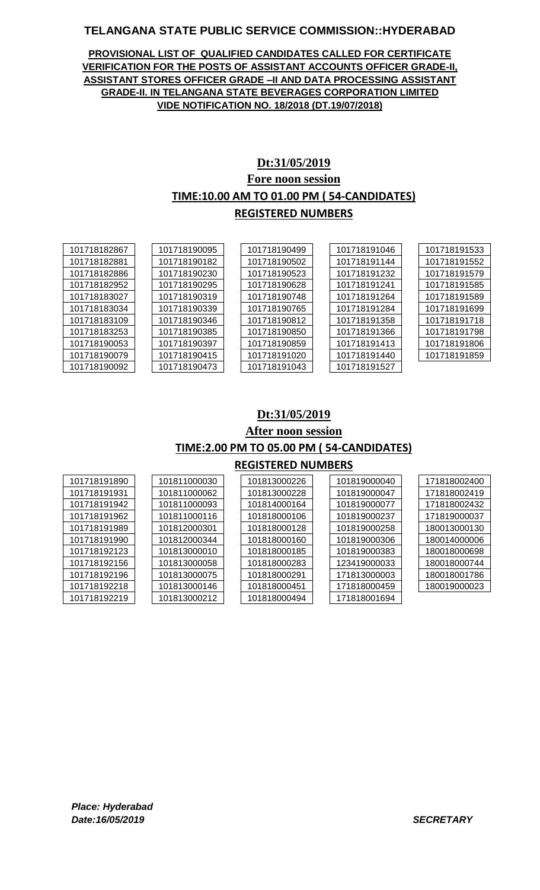**TELANGANA STATE PUBLIC SERVICE COMMISSION::HYDERABAD**

**PROVISIONAL LIST OF QUALIFIED CANDIDATES CALLED FOR CERTIFICATE VERIFICATION FOR THE POSTS OF ASSISTANT ACCOUNTS OFFICER GRADE-II, ASSISTANT STORES OFFICER GRADE –II AND DATA PROCESSING ASSISTANT GRADE-II. IN TELANGANA STATE BEVERAGES CORPORATION LIMITED VIDE NOTIFICATION NO. 18/2018 (DT.19/07/2018)**

**Dt:31/05/2019**

**Fore noon session**

**TIME:10.00 AM TO 01.00 PM ( 54-CANDIDATES)**

**REGISTERED NUMBERS**

| | | | | |
|---|---|---|---|---|
| 101718182867 | 101718190095 | 101718190499 | 101718191046 | 101718191533 |
| 101718182881 | 101718190182 | 101718190502 | 101718191144 | 101718191552 |
| 101718182886 | 101718190230 | 101718190523 | 101718191232 | 101718191579 |
| 101718182952 | 101718190295 | 101718190628 | 101718191241 | 101718191585 |
| 101718183027 | 101718190319 | 101718190748 | 101718191264 | 101718191589 |
| 101718183034 | 101718190339 | 101718190765 | 101718191284 | 101718191699 |
| 101718183109 | 101718190346 | 101718190812 | 101718191358 | 101718191718 |
| 101718183253 | 101718190385 | 101718190850 | 101718191366 | 101718191798 |
| 101718190053 | 101718190397 | 101718190859 | 101718191413 | 101718191806 |
| 101718190079 | 101718190415 | 101718191020 | 101718191440 | 101718191859 |
| 101718190092 | 101718190473 | 101718191043 | 101718191527 | |

**Dt:31/05/2019**

**After noon session**

**TIME:2.00 PM TO 05.00 PM ( 54-CANDIDATES)**

**REGISTERED NUMBERS**

| | | | | |
|---|---|---|---|---|
| 101718191890 | 101811000030 | 101813000226 | 101819000040 | 171818002400 |
| 101718191931 | 101811000062 | 101813000228 | 101819000047 | 171818002419 |
| 101718191942 | 101811000093 | 101814000164 | 101819000077 | 171818002432 |
| 101718191962 | 101811000116 | 101818000106 | 101819000237 | 171819000037 |
| 101718191989 | 101812000301 | 101818000128 | 101819000258 | 180013000130 |
| 101718191990 | 101812000344 | 101818000160 | 101819000306 | 180014000006 |
| 101718192123 | 101813000010 | 101818000185 | 101819000383 | 180018000698 |
| 101718192156 | 101813000058 | 101818000283 | 123419000033 | 180018000744 |
| 101718192196 | 101813000075 | 101818000291 | 171813000003 | 180018001786 |
| 101718192218 | 101813000146 | 101818000451 | 171818000459 | 180019000023 |
| 101718192219 | 101813000212 | 101818000494 | 171818001694 | |

***Place: Hyderabad***
***Date:16/05/2019*** ***SECRETARY***